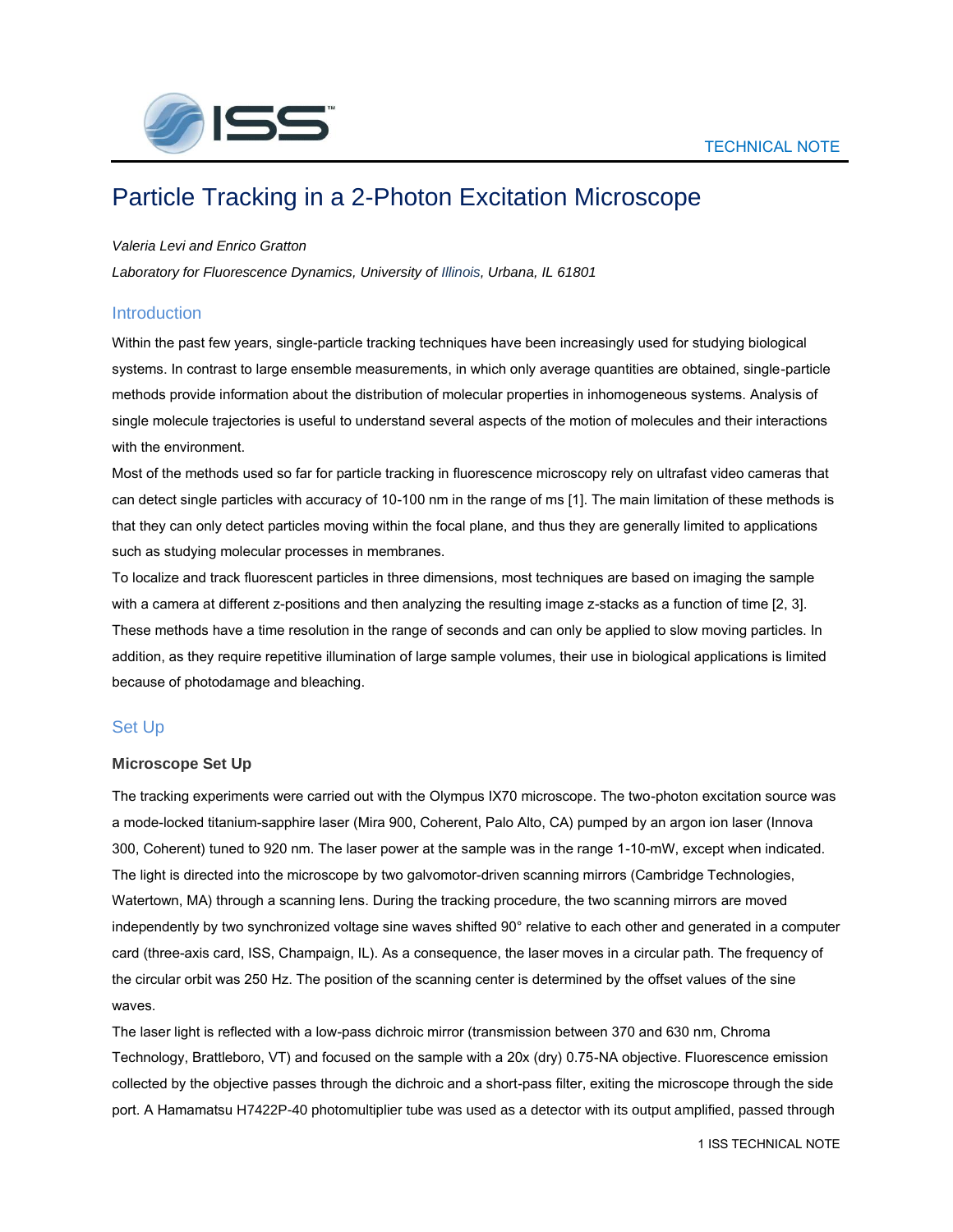TECHNICAL NOTE

# Particle Tracking in a 2-Photon Excitation Microscope

*Valeria Levi and Enrico Gratton*

*Laboratory for Fluorescence Dynamics, University of Illinois, Urbana, IL 61801*

## Introduction

Within the past few years, single-particle tracking techniques have been increasingly used for studying biological systems. In contrast to large ensemble measurements, in which only average quantities are obtained, single-particle methods provide information about the distribution of molecular properties in inhomogeneous systems. Analysis of single molecule trajectories is useful to understand several aspects of the motion of molecules and their interactions with the environment.

Most of the methods used so far for particle tracking in fluorescence microscopy rely on ultrafast video cameras that can detect single particles with accuracy of 10-100 nm in the range of ms [1]. The main limitation of these methods is that they can only detect particles moving within the focal plane, and thus they are generally limited to applications such as studying molecular processes in membranes.

To localize and track fluorescent particles in three dimensions, most techniques are based on imaging the sample with a camera at different z-positions and then analyzing the resulting image z-stacks as a function of time [2, 3]. These methods have a time resolution in the range of seconds and can only be applied to slow moving particles. In addition, as they require repetitive illumination of large sample volumes, their use in biological applications is limited because of photodamage and bleaching.

## Set Up

### Microscope Set Up

The tracking experiments were carried out with the Olympus IX70 microscope. The two-photon excitation source was a mode-locked titanium-sapphire laser (Mira 900, Coherent, Palo Alto, CA) pumped by an argon ion laser (Innova 300, Coherent) tuned to 920 nm. The laser power at the sample was in the range 1-10-mW, except when indicated. The light is directed into the microscope by two galvomotor-driven scanning mirrors (Cambridge Technologies, Watertown, MA) through a scanning lens. During the tracking procedure, the two scanning mirrors are moved independently by two synchronized voltage sine waves shifted 90° relative to each other and generated in a computer card (three-axis card, ISS, Champaign, IL). As a consequence, the laser moves in a circular path. The frequency of the circular orbit was 250 Hz. The position of the scanning center is determined by the offset values of the sine waves.

The laser light is reflected with a low-pass dichroic mirror (transmission between 370 and 630 nm, Chroma Technology, Brattleboro, VT) and focused on the sample with a 20x (dry) 0.75-NA objective. Fluorescence emission collected by the objective passes through the dichroic and a short-pass filter, exiting the microscope through the side port. A Hamamatsu H7422P-40 photomultiplier tube was used as a detector with its output amplified, passed through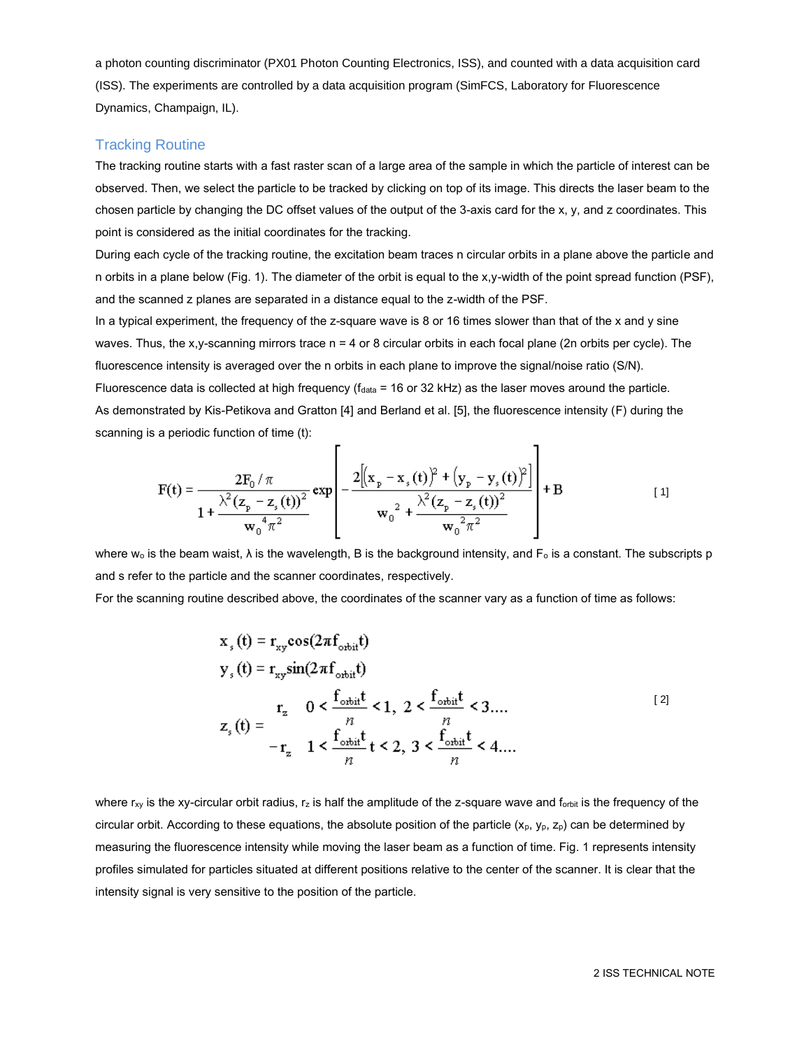a photon counting discriminator (PX01 Photon Counting Electronics, ISS), and counted with a data acquisition card (ISS). The experiments are controlled by a data acquisition program (SimFCS, Laboratory for Fluorescence Dynamics, Champaign, IL).

## Tracking Routine

The tracking routine starts with a fast raster scan of a large area of the sample in which the particle of interest can be observed. Then, we select the particle to be tracked by clicking on top of its image. This directs the laser beam to the chosen particle by changing the DC offset values of the output of the 3-axis card for the x, y, and z coordinates. This point is considered as the initial coordinates for the tracking.

During each cycle of the tracking routine, the excitation beam traces n circular orbits in a plane above the particle and n orbits in a plane below (Fig. 1). The diameter of the orbit is equal to the x,y-width of the point spread function (PSF), and the scanned z planes are separated in a distance equal to the z-width of the PSF.

In a typical experiment, the frequency of the z-square wave is 8 or 16 times slower than that of the x and y sine waves. Thus, the x,y-scanning mirrors trace n = 4 or 8 circular orbits in each focal plane (2n orbits per cycle). The fluorescence intensity is averaged over the n orbits in each plane to improve the signal/noise ratio (S/N).

Fluorescence data is collected at high frequency ($f_{data}$ = 16 or 32 kHz) as the laser moves around the particle.

As demonstrated by Kis-Petikova and Gratton [4] and Berland et al. [5], the fluorescence intensity (F) during the scanning is a periodic function of time (t):

$$F(t) = \frac{2F_0/\pi}{1+\dfrac{\lambda^2(z_p - z_s(t))^2}{w_0^{\,4}\pi^2}} \exp\left[-\frac{2\left[(x_p - x_s(t))^2 + (y_p - y_s(t))^2\right]}{w_0^{\,2} + \dfrac{\lambda^2(z_p - z_s(t))^2}{w_0^{\,2}\pi^2}}\right] + B \qquad [1]$$

where $w_o$ is the beam waist, λ is the wavelength, B is the background intensity, and $F_o$ is a constant. The subscripts p and s refer to the particle and the scanner coordinates, respectively.

For the scanning routine described above, the coordinates of the scanner vary as a function of time as follows:

$$\begin{aligned}
x_s(t) &= r_{xy}\cos(2\pi f_{orbit} t) \\
y_s(t) &= r_{xy}\sin(2\pi f_{orbit} t) \\
z_s(t) &= \begin{cases} r_z & 0 < \dfrac{f_{orbit} t}{n} < 1,\ 2 < \dfrac{f_{orbit} t}{n} < 3 \ldots \\ -r_z & 1 < \dfrac{f_{orbit} t}{n} t < 2,\ 3 < \dfrac{f_{orbit} t}{n} < 4 \ldots \end{cases}
\end{aligned} \qquad [2]$$

where $r_{xy}$ is the xy-circular orbit radius, $r_z$ is half the amplitude of the z-square wave and $f_{orbit}$ is the frequency of the circular orbit. According to these equations, the absolute position of the particle ($x_p$, $y_p$, $z_p$) can be determined by measuring the fluorescence intensity while moving the laser beam as a function of time. Fig. 1 represents intensity profiles simulated for particles situated at different positions relative to the center of the scanner. It is clear that the intensity signal is very sensitive to the position of the particle.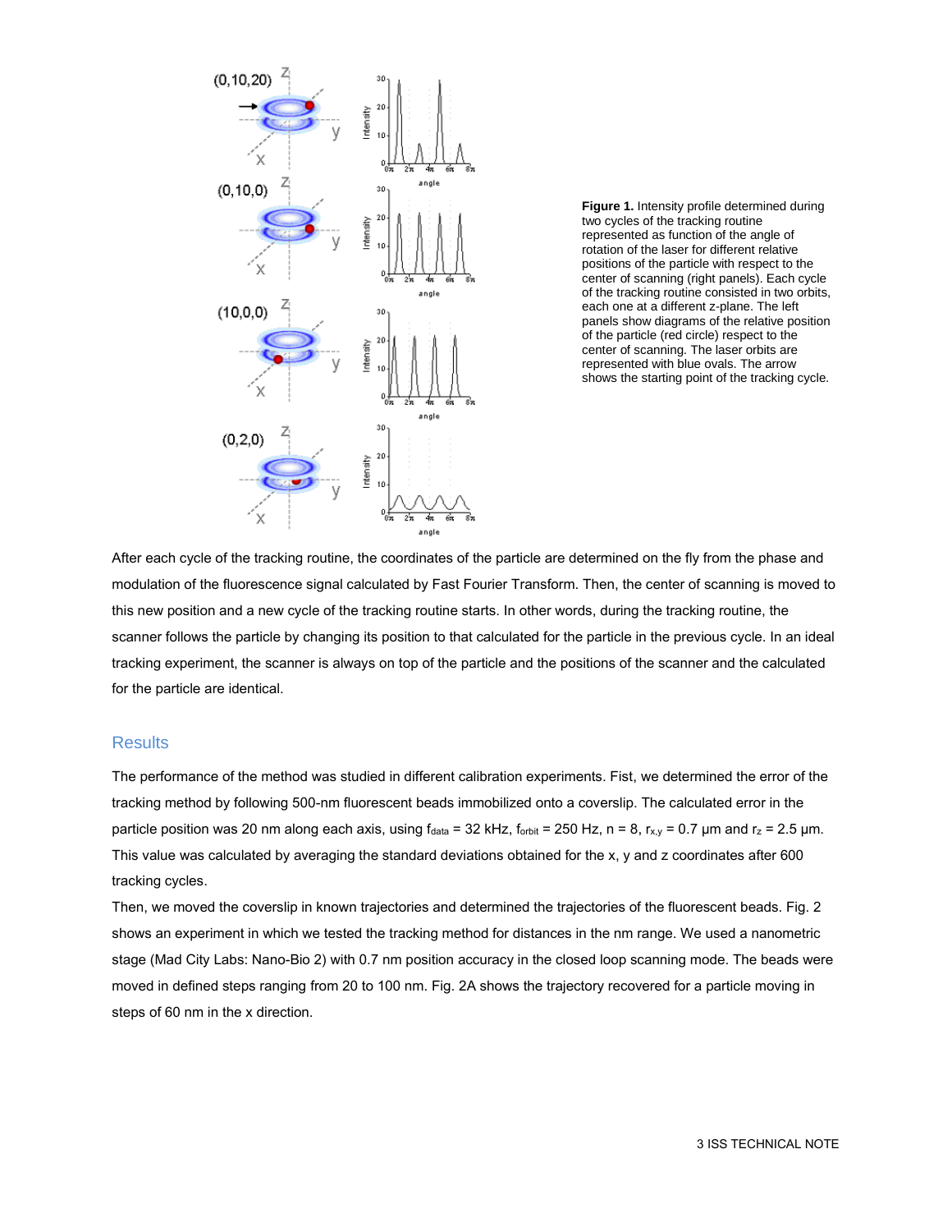**Figure 1.** Intensity profile determined during two cycles of the tracking routine represented as function of the angle of rotation of the laser for different relative positions of the particle with respect to the center of scanning (right panels). Each cycle of the tracking routine consisted in two orbits, each one at a different z-plane. The left panels show diagrams of the relative position of the particle (red circle) respect to the center of scanning. The laser orbits are represented with blue ovals. The arrow shows the starting point of the tracking cycle.

After each cycle of the tracking routine, the coordinates of the particle are determined on the fly from the phase and modulation of the fluorescence signal calculated by Fast Fourier Transform. Then, the center of scanning is moved to this new position and a new cycle of the tracking routine starts. In other words, during the tracking routine, the scanner follows the particle by changing its position to that calculated for the particle in the previous cycle. In an ideal tracking experiment, the scanner is always on top of the particle and the positions of the scanner and the calculated for the particle are identical.

## Results

The performance of the method was studied in different calibration experiments. Fist, we determined the error of the tracking method by following 500-nm fluorescent beads immobilized onto a coverslip. The calculated error in the particle position was 20 nm along each axis, using $f_{data}$ = 32 kHz, $f_{orbit}$ = 250 Hz, n = 8, $r_{x,y}$ = 0.7 µm and $r_z$ = 2.5 µm. This value was calculated by averaging the standard deviations obtained for the x, y and z coordinates after 600 tracking cycles.

Then, we moved the coverslip in known trajectories and determined the trajectories of the fluorescent beads. Fig. 2 shows an experiment in which we tested the tracking method for distances in the nm range. We used a nanometric stage (Mad City Labs: Nano-Bio 2) with 0.7 nm position accuracy in the closed loop scanning mode. The beads were moved in defined steps ranging from 20 to 100 nm. Fig. 2A shows the trajectory recovered for a particle moving in steps of 60 nm in the x direction.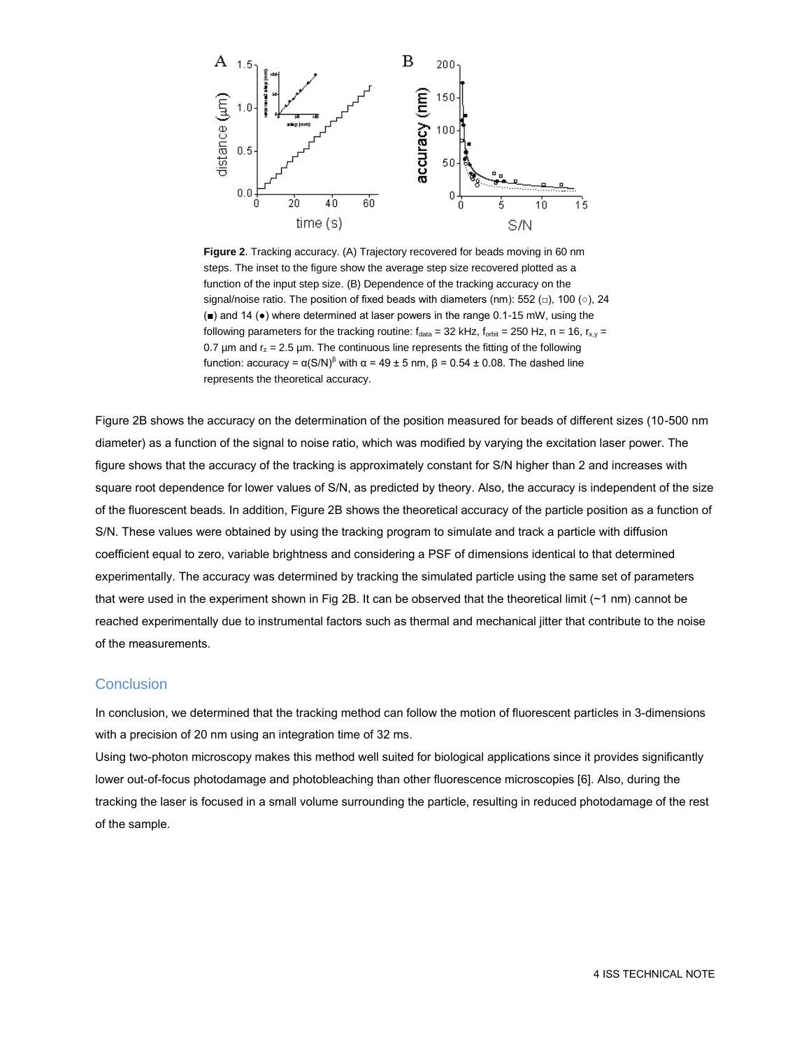**Figure 2**. Tracking accuracy. (A) Trajectory recovered for beads moving in 60 nm steps. The inset to the figure show the average step size recovered plotted as a function of the input step size. (B) Dependence of the tracking accuracy on the signal/noise ratio. The position of fixed beads with diameters (nm): 552 (□), 100 (○), 24 (■) and 14 (●) where determined at laser powers in the range 0.1-15 mW, using the following parameters for the tracking routine: $f_{data}$ = 32 kHz, $f_{orbit}$ = 250 Hz, n = 16, $r_{x,y}$ = 0.7 µm and $r_z$ = 2.5 µm. The continuous line represents the fitting of the following function: accuracy = $\alpha(S/N)^{\beta}$ with $\alpha$ = 49 ± 5 nm, $\beta$ = 0.54 ± 0.08. The dashed line represents the theoretical accuracy.

Figure 2B shows the accuracy on the determination of the position measured for beads of different sizes (10-500 nm diameter) as a function of the signal to noise ratio, which was modified by varying the excitation laser power. The figure shows that the accuracy of the tracking is approximately constant for S/N higher than 2 and increases with square root dependence for lower values of S/N, as predicted by theory. Also, the accuracy is independent of the size of the fluorescent beads. In addition, Figure 2B shows the theoretical accuracy of the particle position as a function of S/N. These values were obtained by using the tracking program to simulate and track a particle with diffusion coefficient equal to zero, variable brightness and considering a PSF of dimensions identical to that determined experimentally. The accuracy was determined by tracking the simulated particle using the same set of parameters that were used in the experiment shown in Fig 2B. It can be observed that the theoretical limit (~1 nm) cannot be reached experimentally due to instrumental factors such as thermal and mechanical jitter that contribute to the noise of the measurements.

## Conclusion

In conclusion, we determined that the tracking method can follow the motion of fluorescent particles in 3-dimensions with a precision of 20 nm using an integration time of 32 ms.

Using two-photon microscopy makes this method well suited for biological applications since it provides significantly lower out-of-focus photodamage and photobleaching than other fluorescence microscopies [6]. Also, during the tracking the laser is focused in a small volume surrounding the particle, resulting in reduced photodamage of the rest of the sample.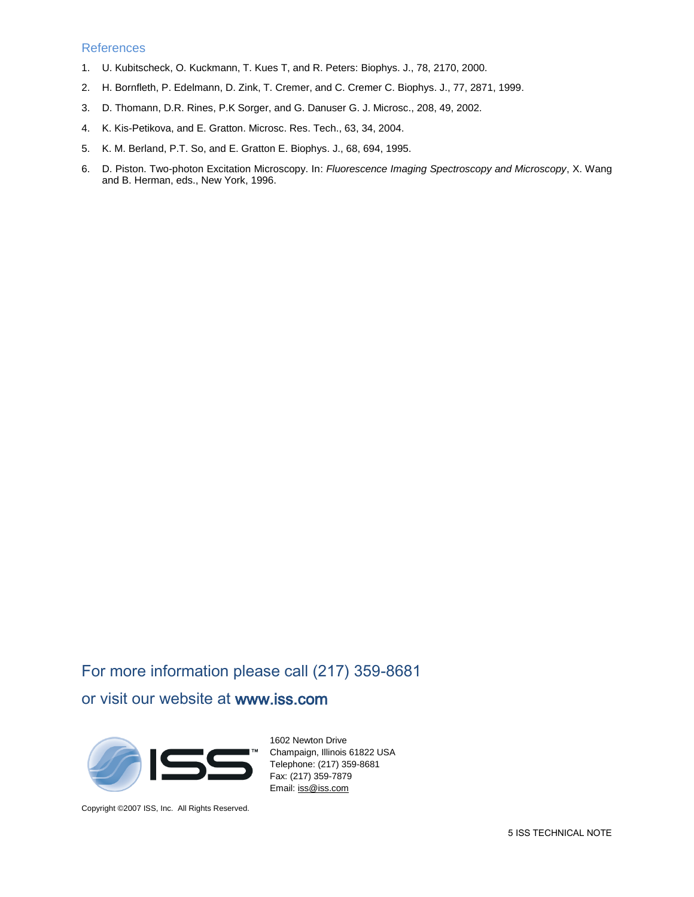## References

1. U. Kubitscheck, O. Kuckmann, T. Kues T, and R. Peters: Biophys. J., 78, 2170, 2000.
2. H. Bornfleth, P. Edelmann, D. Zink, T. Cremer, and C. Cremer C. Biophys. J., 77, 2871, 1999.
3. D. Thomann, D.R. Rines, P.K Sorger, and G. Danuser G. J. Microsc., 208, 49, 2002.
4. K. Kis-Petikova, and E. Gratton. Microsc. Res. Tech., 63, 34, 2004.
5. K. M. Berland, P.T. So, and E. Gratton E. Biophys. J., 68, 694, 1995.
6. D. Piston. Two-photon Excitation Microscopy. In: *Fluorescence Imaging Spectroscopy and Microscopy*, X. Wang and B. Herman, eds., New York, 1996.

For more information please call (217) 359-8681

or visit our website at **www.iss.com**

ISS™

1602 Newton Drive
Champaign, Illinois 61822 USA
Telephone: (217) 359-8681
Fax: (217) 359-7879
Email: iss@iss.com

Copyright ©2007 ISS, Inc. All Rights Reserved.